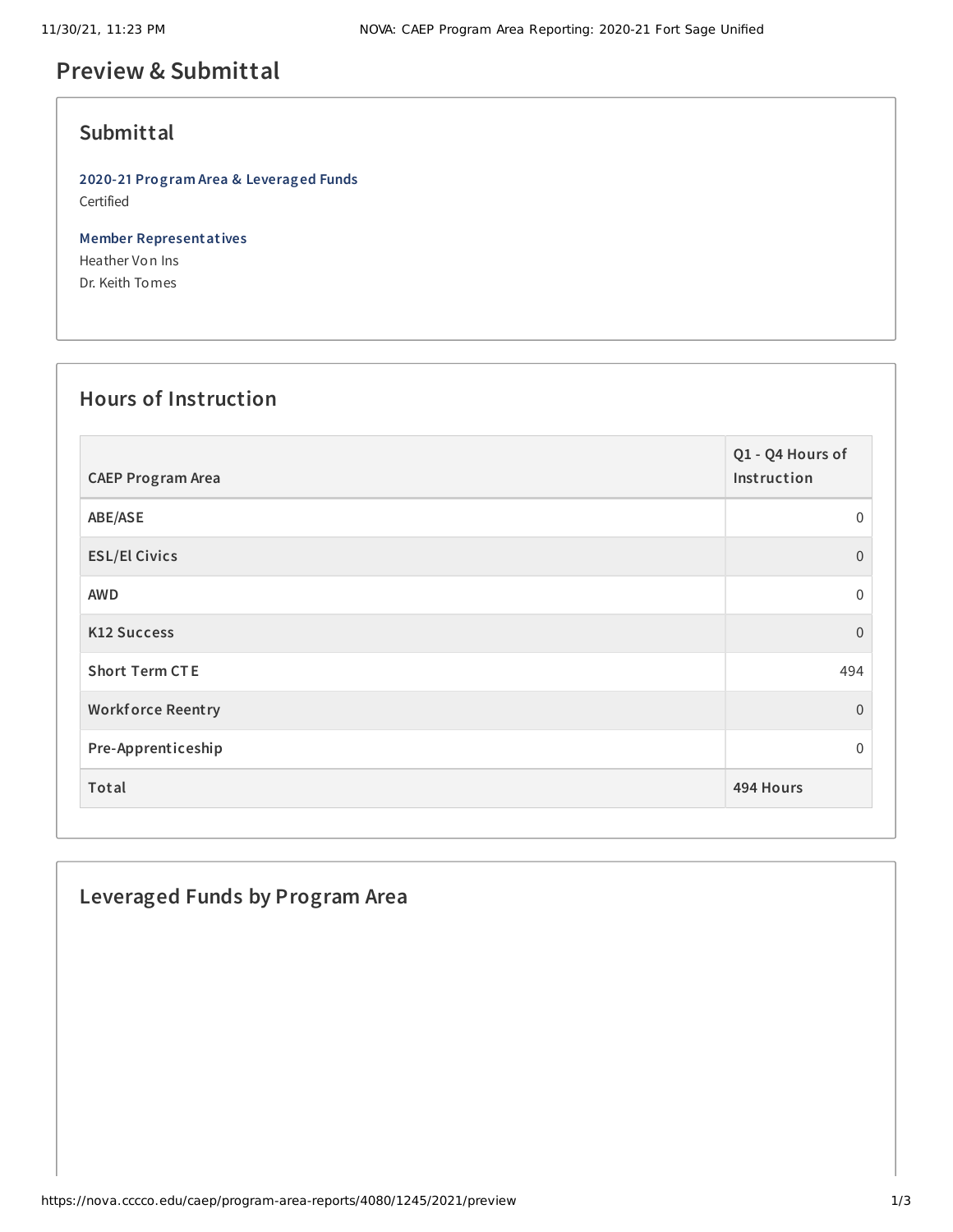# Preview & Submittal

## Submittal

**2020-21 Program Area & Leveraged Funds**
Certified

**Member Representatives**
Heather Von Ins
Dr. Keith Tomes

## Hours of Instruction

| CAEP Program Area | Q1 - Q4 Hours of Instruction |
|---|---|
| ABE/ASE | 0 |
| ESL/El Civics | 0 |
| AWD | 0 |
| K12 Success | 0 |
| Short Term CTE | 494 |
| Workforce Reentry | 0 |
| Pre-Apprenticeship | 0 |
| Total | 494 Hours |

## Leveraged Funds by Program Area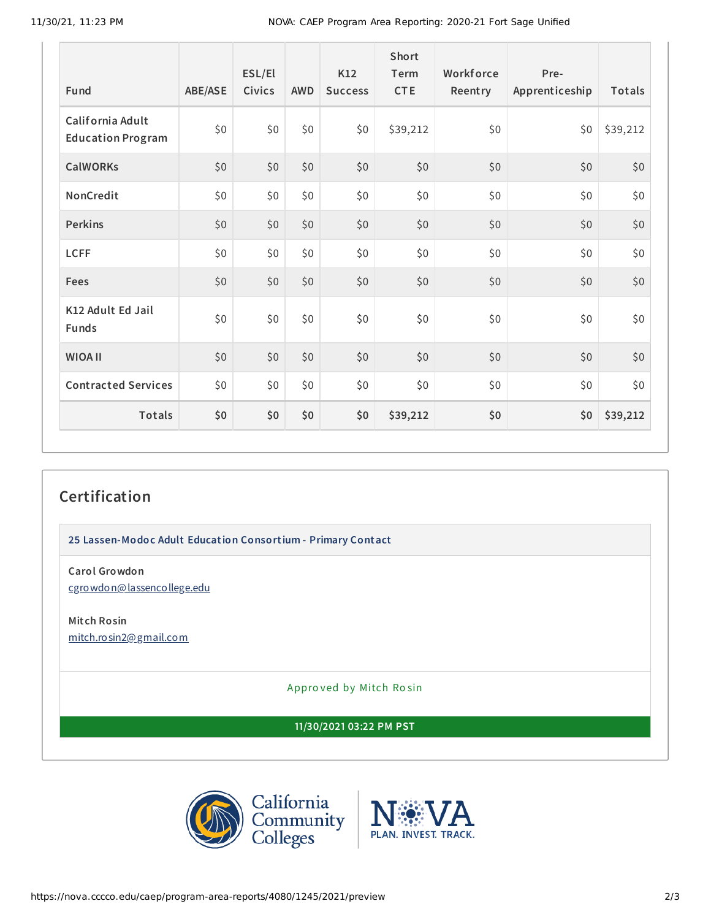| Fund | ABE/ASE | ESL/El Civics | AWD | K12 Success | Short Term CTE | Workforce Reentry | Pre-Apprenticeship | Totals |
|---|---|---|---|---|---|---|---|---|
| California Adult Education Program | $0 | $0 | $0 | $0 | $39,212 | $0 | $0 | $39,212 |
| CalWORKs | $0 | $0 | $0 | $0 | $0 | $0 | $0 | $0 |
| NonCredit | $0 | $0 | $0 | $0 | $0 | $0 | $0 | $0 |
| Perkins | $0 | $0 | $0 | $0 | $0 | $0 | $0 | $0 |
| LCFF | $0 | $0 | $0 | $0 | $0 | $0 | $0 | $0 |
| Fees | $0 | $0 | $0 | $0 | $0 | $0 | $0 | $0 |
| K12 Adult Ed Jail Funds | $0 | $0 | $0 | $0 | $0 | $0 | $0 | $0 |
| WIOA II | $0 | $0 | $0 | $0 | $0 | $0 | $0 | $0 |
| Contracted Services | $0 | $0 | $0 | $0 | $0 | $0 | $0 | $0 |
| **Totals** | **$0** | **$0** | **$0** | **$0** | **$39,212** | **$0** | **$0** | **$39,212** |

## Certification

**25 Lassen-Modoc Adult Education Consortium - Primary Contact**

**Carol Growdon**
cgrowdon@lassencollege.edu

**Mitch Rosin**
mitch.rosin2@gmail.com

Approved by Mitch Rosin

**11/30/2021 03:22 PM PST**

California Community Colleges | NOVA PLAN. INVEST. TRACK.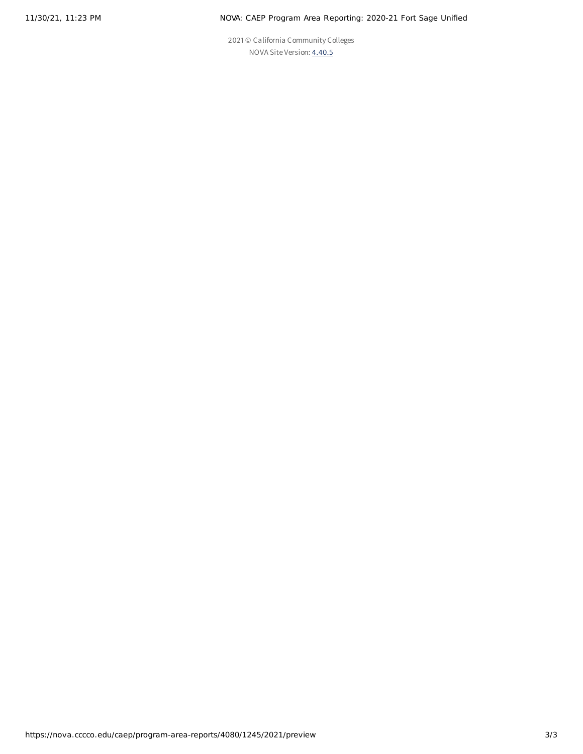2021 © California Community Colleges

NOVA Site Version: 4.40.5